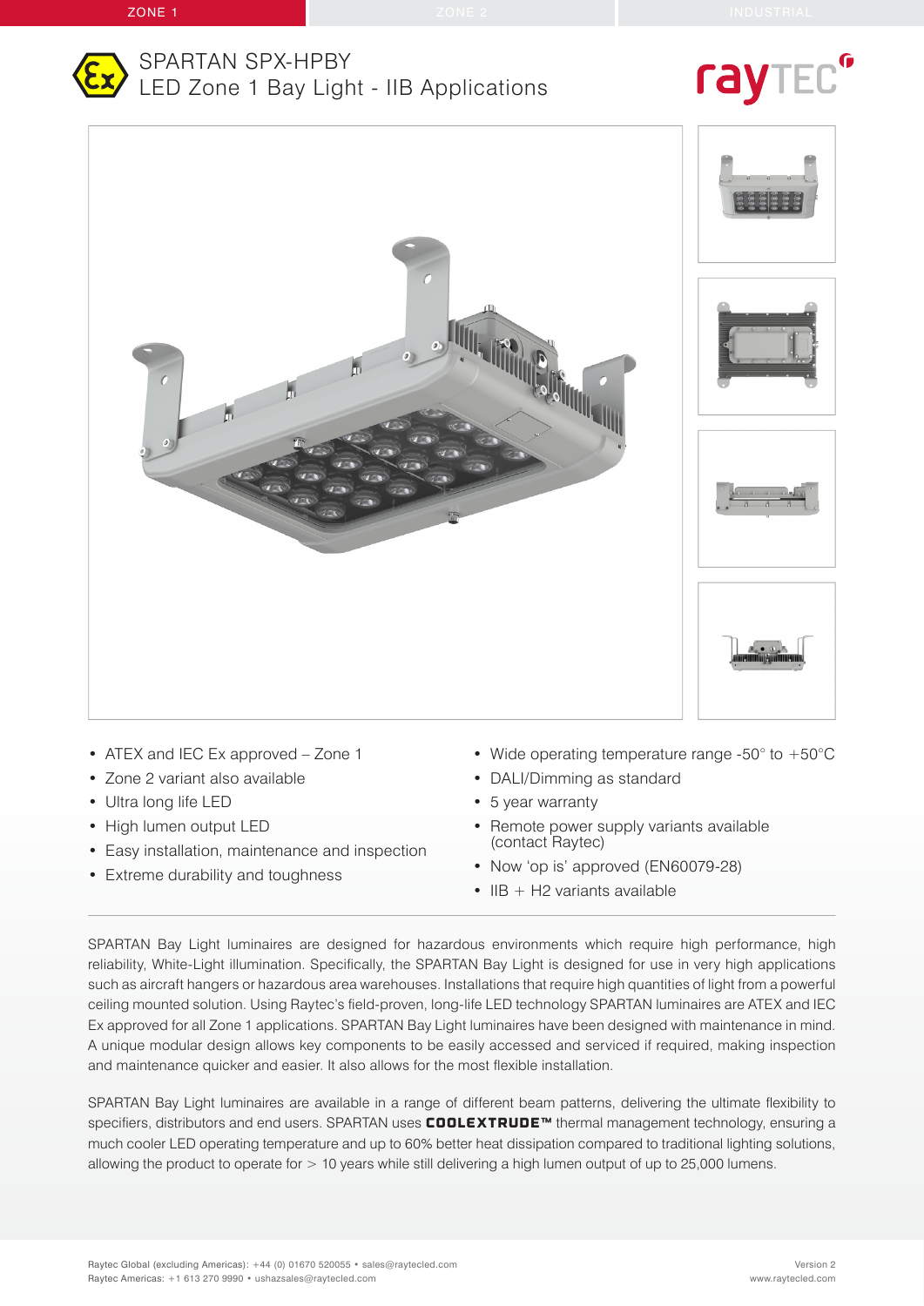ZONE 1 | ZONE 2 | INDUSTRIAL

# SPARTAN SPX-HPBY
## LED Zone 1 Bay Light - IIB Applications

- ATEX and IEC Ex approved – Zone 1
- Zone 2 variant also available
- Ultra long life LED
- High lumen output LED
- Easy installation, maintenance and inspection
- Extreme durability and toughness
- Wide operating temperature range -50° to +50°C
- DALI/Dimming as standard
- 5 year warranty
- Remote power supply variants available (contact Raytec)
- Now 'op is' approved (EN60079-28)
- IIB + H2 variants available

SPARTAN Bay Light luminaires are designed for hazardous environments which require high performance, high reliability, White-Light illumination. Specifically, the SPARTAN Bay Light is designed for use in very high applications such as aircraft hangers or hazardous area warehouses. Installations that require high quantities of light from a powerful ceiling mounted solution. Using Raytec's field-proven, long-life LED technology SPARTAN luminaires are ATEX and IEC Ex approved for all Zone 1 applications. SPARTAN Bay Light luminaires have been designed with maintenance in mind. A unique modular design allows key components to be easily accessed and serviced if required, making inspection and maintenance quicker and easier. It also allows for the most flexible installation.

SPARTAN Bay Light luminaires are available in a range of different beam patterns, delivering the ultimate flexibility to specifiers, distributors and end users. SPARTAN uses **COOLEXTRUDE™** thermal management technology, ensuring a much cooler LED operating temperature and up to 60% better heat dissipation compared to traditional lighting solutions, allowing the product to operate for > 10 years while still delivering a high lumen output of up to 25,000 lumens.

Raytec Global (excluding Americas): +44 (0) 01670 520055 • sales@raytecled.com
Raytec Americas: +1 613 270 9990 • ushazsales@raytecled.com

Version 2
www.raytecled.com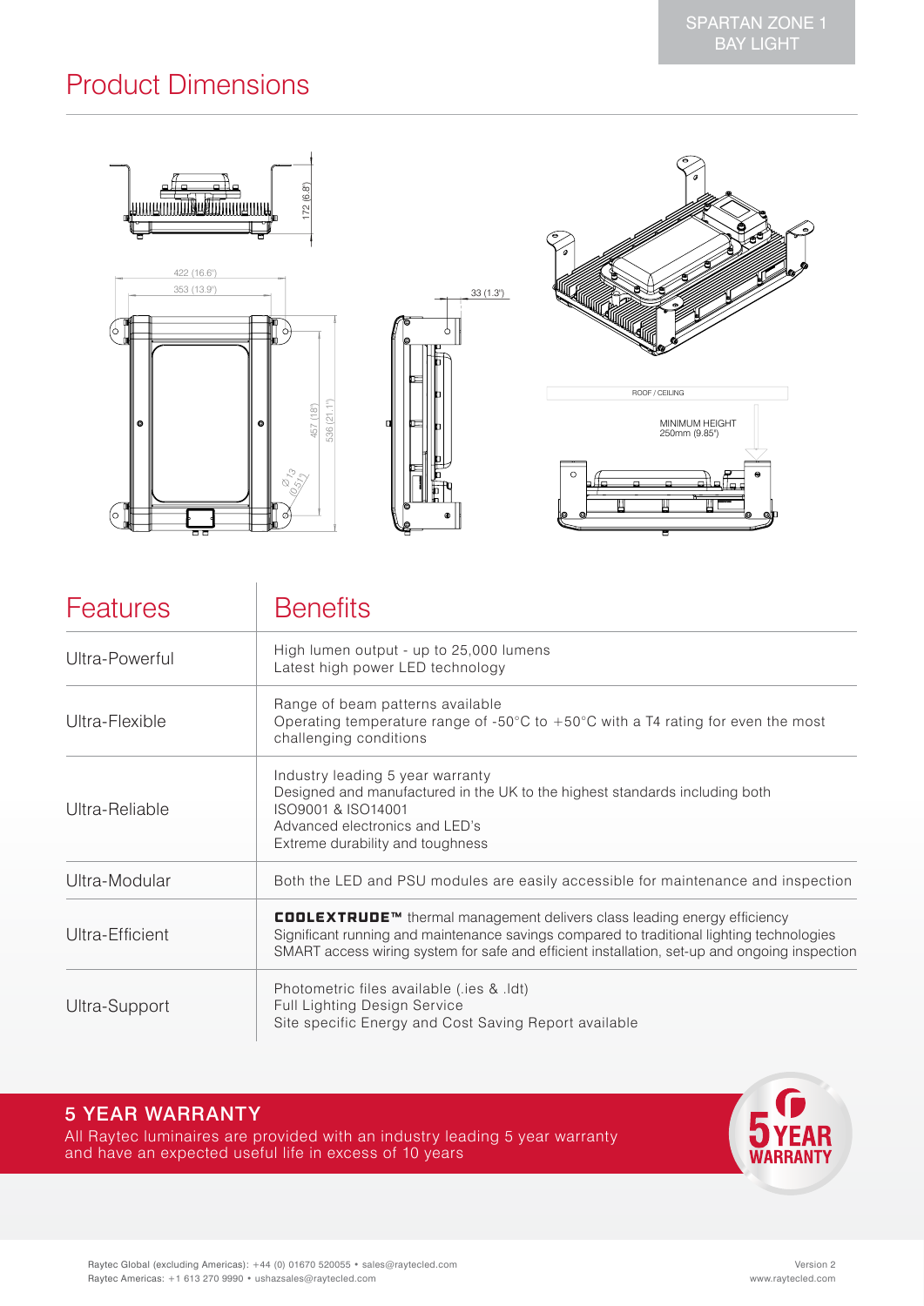## Product Dimensions

172 (6.8")

422 (16.6")

353 (13.9")

33 (1.3")

457 (18")

536 (21.1")

Ø 13 (0.51")

ROOF / CEILING

MINIMUM HEIGHT
250mm (9.85")

| Features | Benefits |
|---|---|
| Ultra-Powerful | High lumen output - up to 25,000 lumens<br>Latest high power LED technology |
| Ultra-Flexible | Range of beam patterns available<br>Operating temperature range of -50°C to +50°C with a T4 rating for even the most challenging conditions |
| Ultra-Reliable | Industry leading 5 year warranty<br>Designed and manufactured in the UK to the highest standards including both ISO9001 & ISO14001<br>Advanced electronics and LED's<br>Extreme durability and toughness |
| Ultra-Modular | Both the LED and PSU modules are easily accessible for maintenance and inspection |
| Ultra-Efficient | **COOLEXTRUDE™** thermal management delivers class leading energy efficiency<br>Significant running and maintenance savings compared to traditional lighting technologies<br>SMART access wiring system for safe and efficient installation, set-up and ongoing inspection |
| Ultra-Support | Photometric files available (.ies & .ldt)<br>Full Lighting Design Service<br>Site specific Energy and Cost Saving Report available |

### 5 YEAR WARRANTY

All Raytec luminaires are provided with an industry leading 5 year warranty and have an expected useful life in excess of 10 years

5 YEAR WARRANTY

Raytec Global (excluding Americas): +44 (0) 01670 520055 • sales@raytecled.com
Raytec Americas: +1 613 270 9990 • ushazsales@raytecled.com

Version 2
www.raytecled.com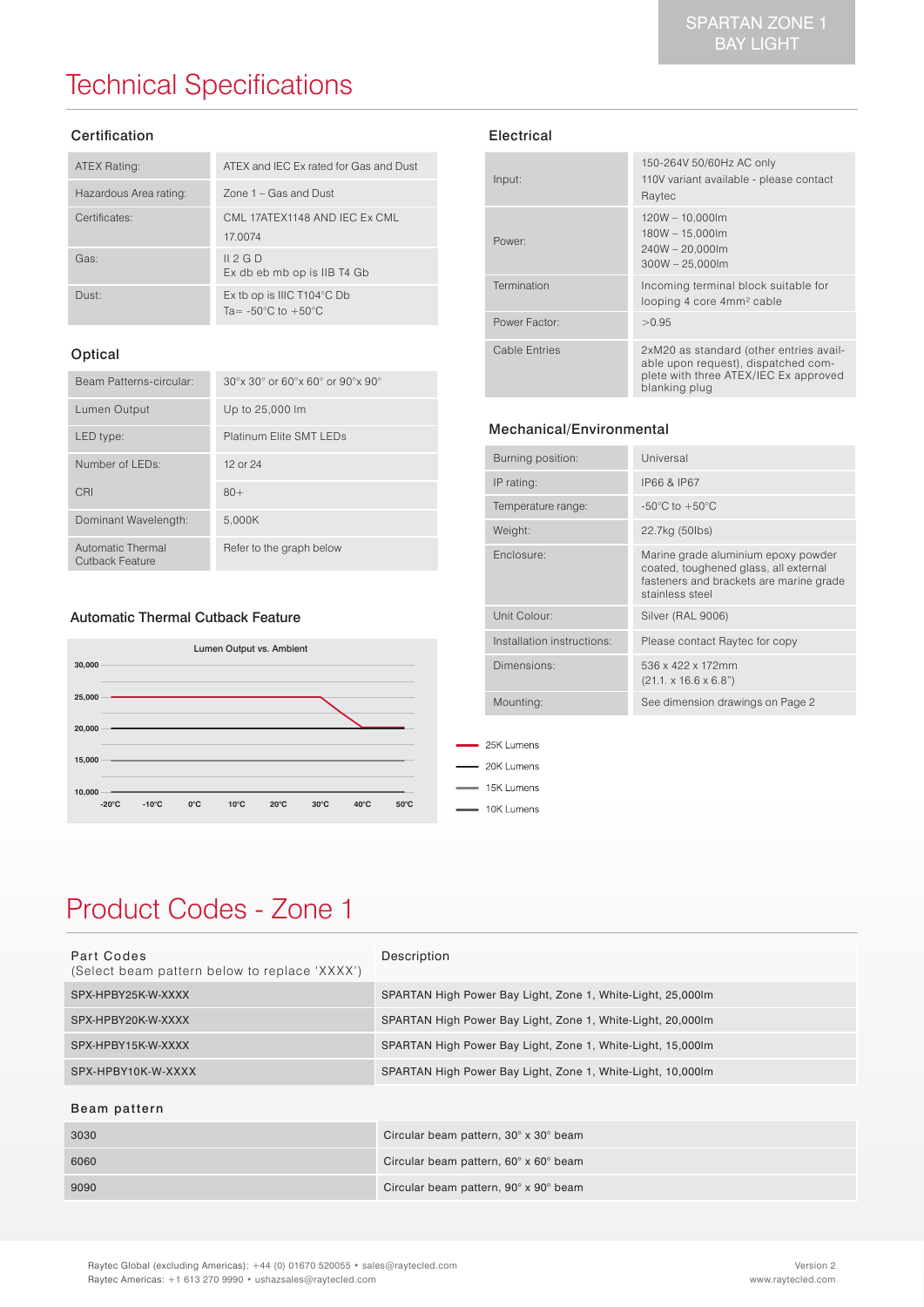SPARTAN ZONE 1 BAY LIGHT

# Technical Specifications

## Certification

| | |
|---|---|
| ATEX Rating: | ATEX and IEC Ex rated for Gas and Dust |
| Hazardous Area rating: | Zone 1 – Gas and Dust |
| Certificates: | CML 17ATEX1148 AND IEC Ex CML 17.0074 |
| Gas: | II 2 G D<br>Ex db eb mb op is IIB T4 Gb |
| Dust: | Ex tb op is IIIC T104°C Db<br>Ta= -50°C to +50°C |

## Optical

| | |
|---|---|
| Beam Patterns-circular: | 30°x 30° or 60°x 60° or 90°x 90° |
| Lumen Output | Up to 25,000 lm |
| LED type: | Platinum Elite SMT LEDs |
| Number of LEDs: | 12 or 24 |
| CRI | 80+ |
| Dominant Wavelength: | 5,000K |
| Automatic Thermal Cutback Feature | Refer to the graph below |

## Automatic Thermal Cutback Feature

Lumen Output vs. Ambient

Legend: 25K Lumens, 20K Lumens, 15K Lumens, 10K Lumens

## Electrical

| | |
|---|---|
| Input: | 150-264V 50/60Hz AC only<br>110V variant available - please contact Raytec |
| Power: | 120W – 10,000lm<br>180W – 15,000lm<br>240W – 20,000lm<br>300W – 25,000lm |
| Termination | Incoming terminal block suitable for looping 4 core 4mm² cable |
| Power Factor: | >0.95 |
| Cable Entries | 2xM20 as standard (other entries available upon request), dispatched complete with three ATEX/IEC Ex approved blanking plug |

## Mechanical/Environmental

| | |
|---|---|
| Burning position: | Universal |
| IP rating: | IP66 & IP67 |
| Temperature range: | -50°C to +50°C |
| Weight: | 22.7kg (50lbs) |
| Enclosure: | Marine grade aluminium epoxy powder coated, toughened glass, all external fasteners and brackets are marine grade stainless steel |
| Unit Colour: | Silver (RAL 9006) |
| Installation instructions: | Please contact Raytec for copy |
| Dimensions: | 536 x 422 x 172mm<br>(21.1. x 16.6 x 6.8") |
| Mounting: | See dimension drawings on Page 2 |

# Product Codes - Zone 1

| Part Codes<br>(Select beam pattern below to replace 'XXXX') | Description |
|---|---|
| SPX-HPBY25K-W-XXXX | SPARTAN High Power Bay Light, Zone 1, White-Light, 25,000lm |
| SPX-HPBY20K-W-XXXX | SPARTAN High Power Bay Light, Zone 1, White-Light, 20,000lm |
| SPX-HPBY15K-W-XXXX | SPARTAN High Power Bay Light, Zone 1, White-Light, 15,000lm |
| SPX-HPBY10K-W-XXXX | SPARTAN High Power Bay Light, Zone 1, White-Light, 10,000lm |

## Beam pattern

| | |
|---|---|
| 3030 | Circular beam pattern, 30° x 30° beam |
| 6060 | Circular beam pattern, 60° x 60° beam |
| 9090 | Circular beam pattern, 90° x 90° beam |

Raytec Global (excluding Americas): +44 (0) 01670 520055 • sales@raytecled.com
Raytec Americas: +1 613 270 9990 • ushazsales@raytecled.com

Version 2
www.raytecled.com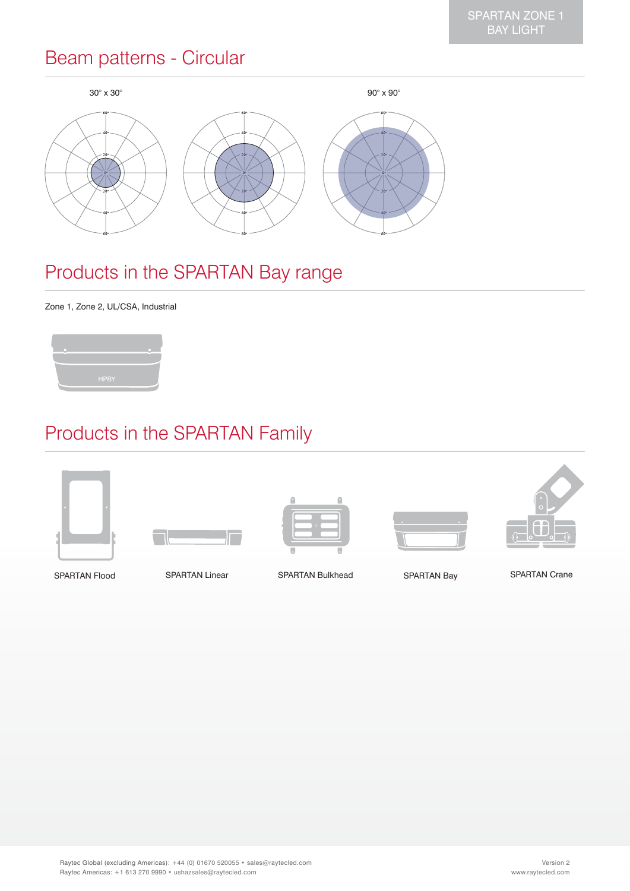## Beam patterns - Circular

30° x 30°

90° x 90°

## Products in the SPARTAN Bay range

Zone 1, Zone 2, UL/CSA, Industrial

HPBY

## Products in the SPARTAN Family

SPARTAN Flood

SPARTAN Linear

SPARTAN Bulkhead

SPARTAN Bay

SPARTAN Crane

Raytec Global (excluding Americas): +44 (0) 01670 520055 • sales@raytecled.com
Raytec Americas: +1 613 270 9990 • ushazsales@raytecled.com

Version 2
www.raytecled.com